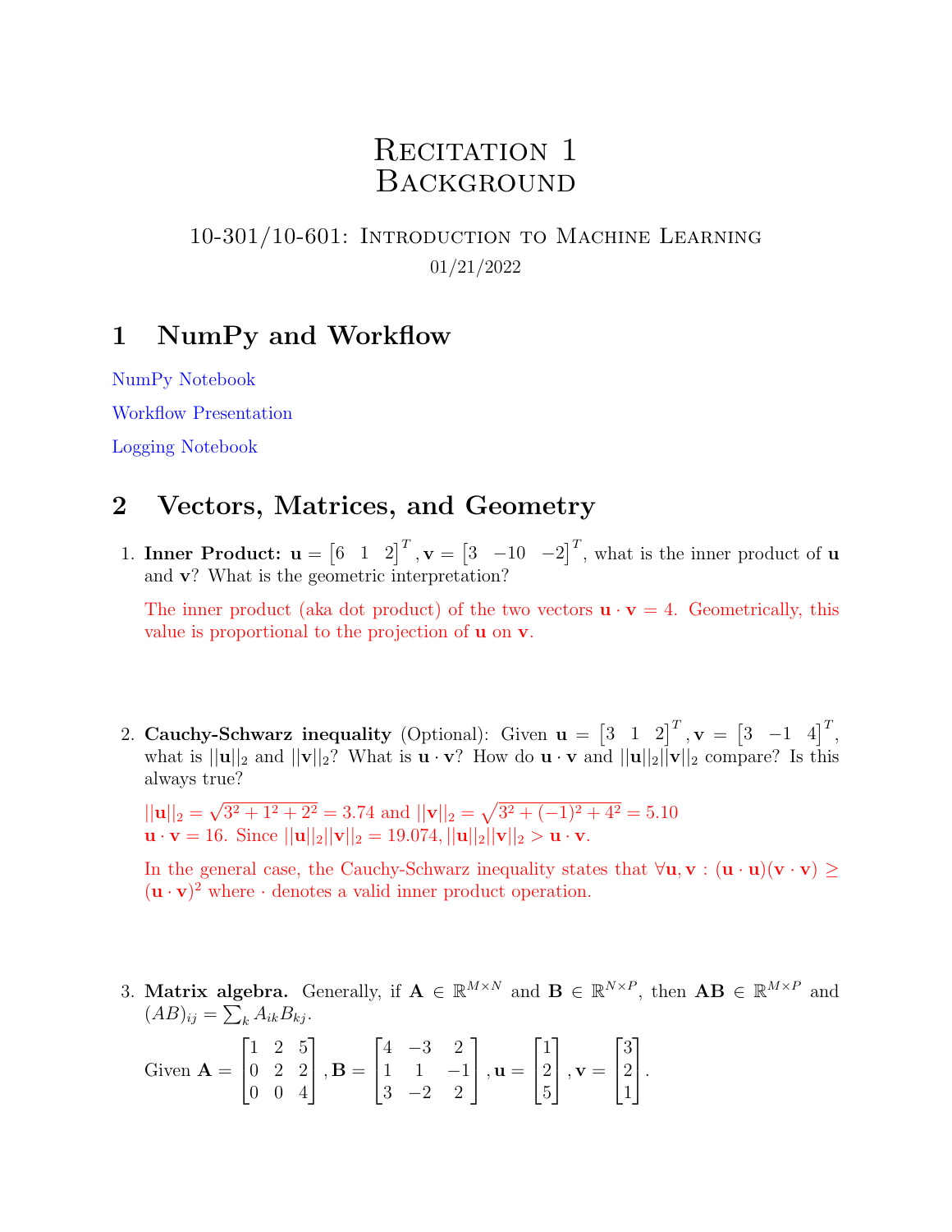# Recitation 1
# Background

10-301/10-601: Introduction to Machine Learning

01/21/2022

## 1 NumPy and Workflow

NumPy Notebook

Workflow Presentation

Logging Notebook

## 2 Vectors, Matrices, and Geometry

1. **Inner Product:** $\mathbf{u} = \begin{bmatrix} 6 & 1 & 2 \end{bmatrix}^T, \mathbf{v} = \begin{bmatrix} 3 & -10 & -2 \end{bmatrix}^T$, what is the inner product of $\mathbf{u}$ and $\mathbf{v}$? What is the geometric interpretation?

   The inner product (aka dot product) of the two vectors $\mathbf{u} \cdot \mathbf{v} = 4$. Geometrically, this value is proportional to the projection of $\mathbf{u}$ on $\mathbf{v}$.

2. **Cauchy-Schwarz inequality** (Optional): Given $\mathbf{u} = \begin{bmatrix} 3 & 1 & 2 \end{bmatrix}^T, \mathbf{v} = \begin{bmatrix} 3 & -1 & 4 \end{bmatrix}^T$, what is $||\mathbf{u}||_2$ and $||\mathbf{v}||_2$? What is $\mathbf{u} \cdot \mathbf{v}$? How do $\mathbf{u} \cdot \mathbf{v}$ and $||\mathbf{u}||_2 ||\mathbf{v}||_2$ compare? Is this always true?

   $||\mathbf{u}||_2 = \sqrt{3^2 + 1^2 + 2^2} = 3.74$ and $||\mathbf{v}||_2 = \sqrt{3^2 + (-1)^2 + 4^2} = 5.10$
   $\mathbf{u} \cdot \mathbf{v} = 16$. Since $||\mathbf{u}||_2 ||\mathbf{v}||_2 = 19.074, ||\mathbf{u}||_2 ||\mathbf{v}||_2 > \mathbf{u} \cdot \mathbf{v}$.

   In the general case, the Cauchy-Schwarz inequality states that $\forall \mathbf{u}, \mathbf{v} : (\mathbf{u} \cdot \mathbf{u})(\mathbf{v} \cdot \mathbf{v}) \geq (\mathbf{u} \cdot \mathbf{v})^2$ where $\cdot$ denotes a valid inner product operation.

3. **Matrix algebra.** Generally, if $\mathbf{A} \in \mathbb{R}^{M \times N}$ and $\mathbf{B} \in \mathbb{R}^{N \times P}$, then $\mathbf{AB} \in \mathbb{R}^{M \times P}$ and $(AB)_{ij} = \sum_k A_{ik} B_{kj}$.

   Given $\mathbf{A} = \begin{bmatrix} 1 & 2 & 5 \\ 0 & 2 & 2 \\ 0 & 0 & 4 \end{bmatrix}, \mathbf{B} = \begin{bmatrix} 4 & -3 & 2 \\ 1 & 1 & -1 \\ 3 & -2 & 2 \end{bmatrix}, \mathbf{u} = \begin{bmatrix} 1 \\ 2 \\ 5 \end{bmatrix}, \mathbf{v} = \begin{bmatrix} 3 \\ 2 \\ 1 \end{bmatrix}$.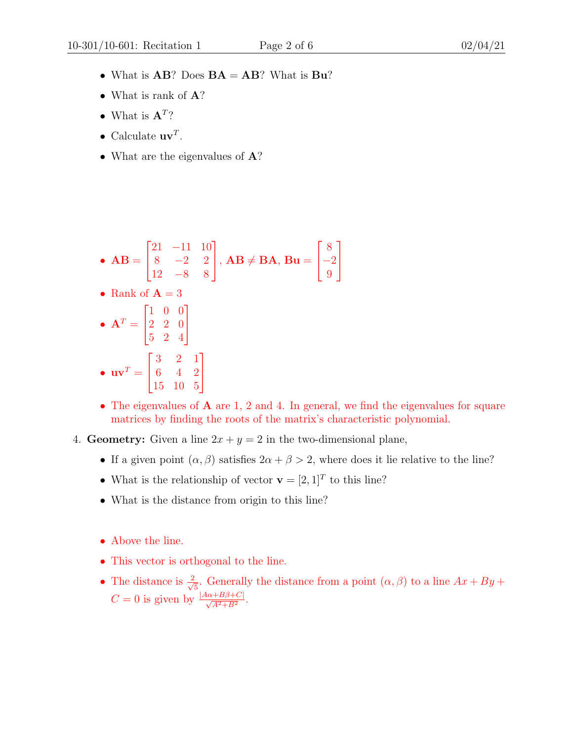- What is $\mathbf{AB}$? Does $\mathbf{BA} = \mathbf{AB}$? What is $\mathbf{Bu}$?
- What is rank of $\mathbf{A}$?
- What is $\mathbf{A}^T$?
- Calculate $\mathbf{uv}^T$.
- What are the eigenvalues of $\mathbf{A}$?

- $\mathbf{AB} = \begin{bmatrix} 21 & -11 & 10 \\ 8 & -2 & 2 \\ 12 & -8 & 8 \end{bmatrix}$, $\mathbf{AB} \neq \mathbf{BA}$, $\mathbf{Bu} = \begin{bmatrix} 8 \\ -2 \\ 9 \end{bmatrix}$
- Rank of $\mathbf{A} = 3$
- $\mathbf{A}^T = \begin{bmatrix} 1 & 0 & 0 \\ 2 & 2 & 0 \\ 5 & 2 & 4 \end{bmatrix}$
- $\mathbf{uv}^T = \begin{bmatrix} 3 & 2 & 1 \\ 6 & 4 & 2 \\ 15 & 10 & 5 \end{bmatrix}$
- The eigenvalues of $\mathbf{A}$ are 1, 2 and 4. In general, we find the eigenvalues for square matrices by finding the roots of the matrix's characteristic polynomial.

4. **Geometry:** Given a line $2x + y = 2$ in the two-dimensional plane,

   - If a given point $(\alpha, \beta)$ satisfies $2\alpha + \beta > 2$, where does it lie relative to the line?
   - What is the relationship of vector $\mathbf{v} = [2, 1]^T$ to this line?
   - What is the distance from origin to this line?

   - Above the line.
   - This vector is orthogonal to the line.
   - The distance is $\frac{2}{\sqrt{5}}$. Generally the distance from a point $(\alpha, \beta)$ to a line $Ax + By + C = 0$ is given by $\frac{|A\alpha + B\beta + C|}{\sqrt{A^2 + B^2}}$.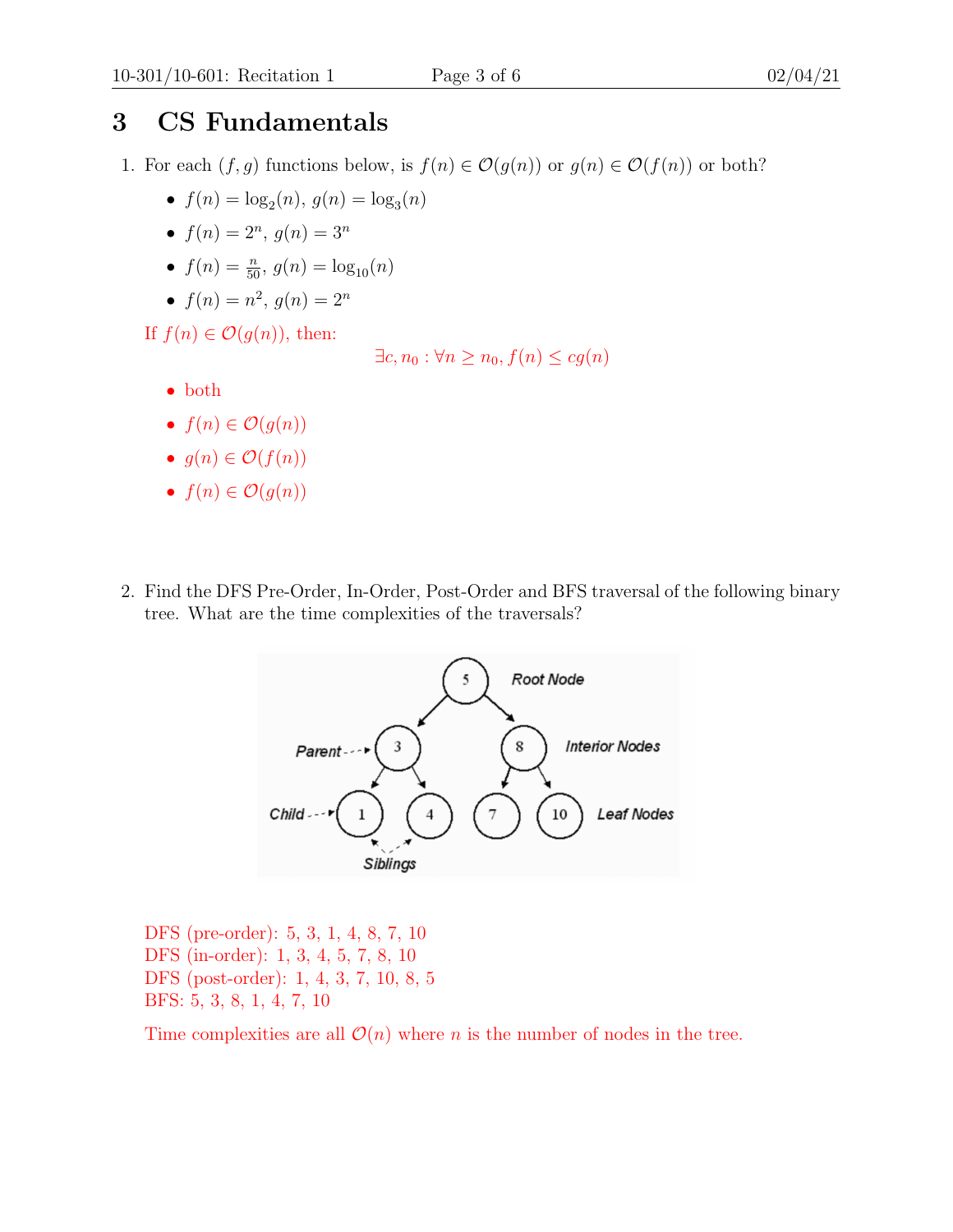# 3 CS Fundamentals

1. For each $(f, g)$ functions below, is $f(n) \in \mathcal{O}(g(n))$ or $g(n) \in \mathcal{O}(f(n))$ or both?

   - $f(n) = \log_2(n)$, $g(n) = \log_3(n)$
   - $f(n) = 2^n$, $g(n) = 3^n$
   - $f(n) = \frac{n}{50}$, $g(n) = \log_{10}(n)$
   - $f(n) = n^2$, $g(n) = 2^n$

   If $f(n) \in \mathcal{O}(g(n))$, then:

   $$\exists c, n_0 : \forall n \geq n_0, f(n) \leq cg(n)$$

   - both
   - $f(n) \in \mathcal{O}(g(n))$
   - $g(n) \in \mathcal{O}(f(n))$
   - $f(n) \in \mathcal{O}(g(n))$

2. Find the DFS Pre-Order, In-Order, Post-Order and BFS traversal of the following binary tree. What are the time complexities of the traversals?

   DFS (pre-order): 5, 3, 1, 4, 8, 7, 10
   DFS (in-order): 1, 3, 4, 5, 7, 8, 10
   DFS (post-order): 1, 4, 3, 7, 10, 8, 5
   BFS: 5, 3, 8, 1, 4, 7, 10

   Time complexities are all $\mathcal{O}(n)$ where $n$ is the number of nodes in the tree.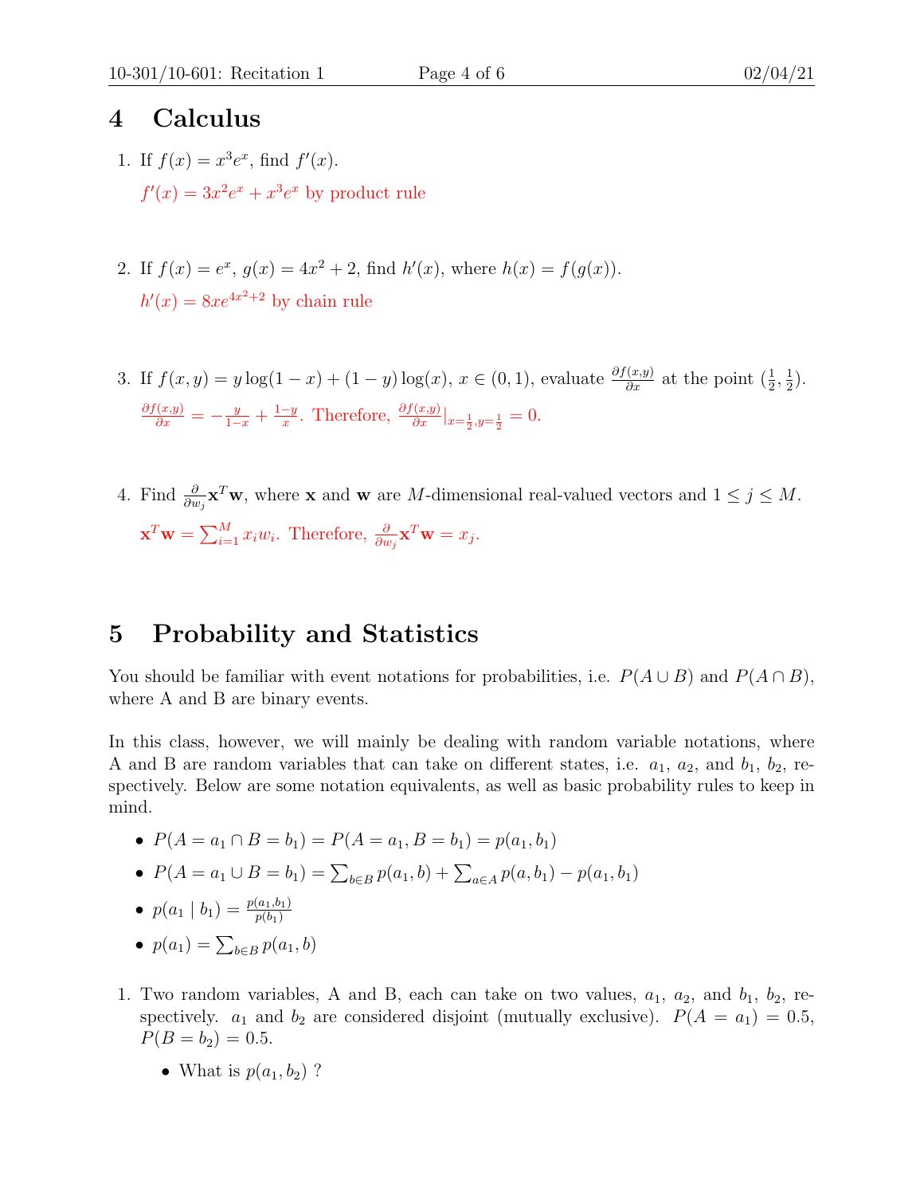## 4 Calculus

1. If $f(x) = x^3 e^x$, find $f'(x)$.

   $f'(x) = 3x^2 e^x + x^3 e^x$ by product rule

2. If $f(x) = e^x$, $g(x) = 4x^2 + 2$, find $h'(x)$, where $h(x) = f(g(x))$.

   $h'(x) = 8xe^{4x^2+2}$ by chain rule

3. If $f(x, y) = y \log(1 - x) + (1 - y) \log(x)$, $x \in (0, 1)$, evaluate $\frac{\partial f(x,y)}{\partial x}$ at the point $(\frac{1}{2}, \frac{1}{2})$.

   $\frac{\partial f(x,y)}{\partial x} = -\frac{y}{1-x} + \frac{1-y}{x}$. Therefore, $\frac{\partial f(x,y)}{\partial x}|_{x=\frac{1}{2}, y=\frac{1}{2}} = 0$.

4. Find $\frac{\partial}{\partial w_j} \mathbf{x}^T \mathbf{w}$, where $\mathbf{x}$ and $\mathbf{w}$ are $M$-dimensional real-valued vectors and $1 \leq j \leq M$.

   $\mathbf{x}^T \mathbf{w} = \sum_{i=1}^{M} x_i w_i$. Therefore, $\frac{\partial}{\partial w_j} \mathbf{x}^T \mathbf{w} = x_j$.

## 5 Probability and Statistics

You should be familiar with event notations for probabilities, i.e. $P(A \cup B)$ and $P(A \cap B)$, where A and B are binary events.

In this class, however, we will mainly be dealing with random variable notations, where A and B are random variables that can take on different states, i.e. $a_1$, $a_2$, and $b_1$, $b_2$, respectively. Below are some notation equivalents, as well as basic probability rules to keep in mind.

- $P(A = a_1 \cap B = b_1) = P(A = a_1, B = b_1) = p(a_1, b_1)$
- $P(A = a_1 \cup B = b_1) = \sum_{b \in B} p(a_1, b) + \sum_{a \in A} p(a, b_1) - p(a_1, b_1)$
- $p(a_1 \mid b_1) = \frac{p(a_1, b_1)}{p(b_1)}$
- $p(a_1) = \sum_{b \in B} p(a_1, b)$

1. Two random variables, A and B, each can take on two values, $a_1$, $a_2$, and $b_1$, $b_2$, respectively. $a_1$ and $b_2$ are considered disjoint (mutually exclusive). $P(A = a_1) = 0.5$, $P(B = b_2) = 0.5$.

   - What is $p(a_1, b_2)$ ?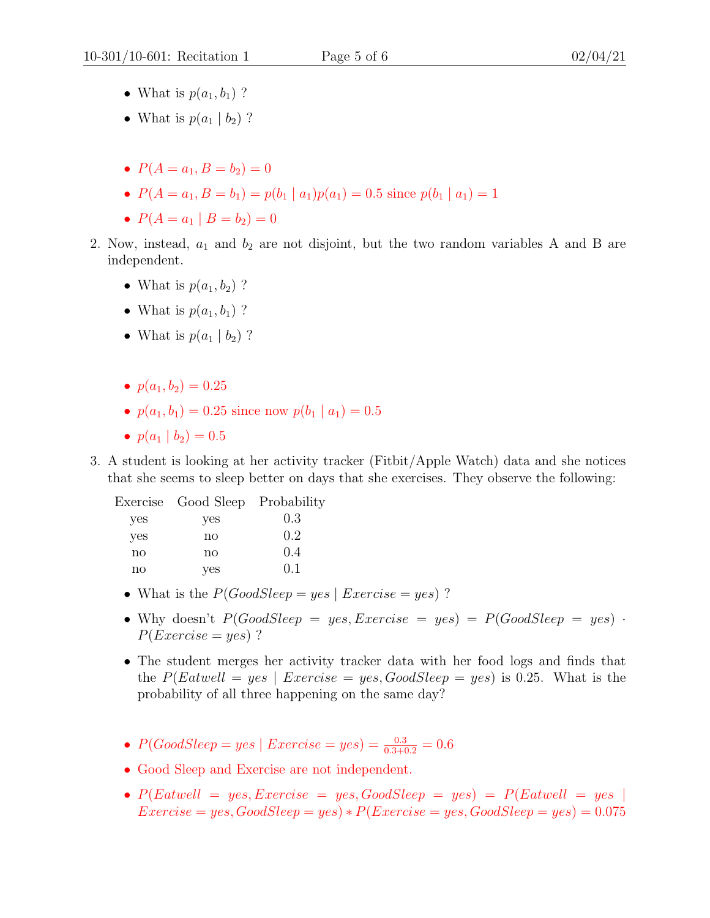- What is $p(a_1, b_1)$ ?
- What is $p(a_1 \mid b_2)$ ?

- $P(A = a_1, B = b_2) = 0$
- $P(A = a_1, B = b_1) = p(b_1 \mid a_1)p(a_1) = 0.5$ since $p(b_1 \mid a_1) = 1$
- $P(A = a_1 \mid B = b_2) = 0$

2. Now, instead, $a_1$ and $b_2$ are not disjoint, but the two random variables A and B are independent.

   - What is $p(a_1, b_2)$ ?
   - What is $p(a_1, b_1)$ ?
   - What is $p(a_1 \mid b_2)$ ?

   - $p(a_1, b_2) = 0.25$
   - $p(a_1, b_1) = 0.25$ since now $p(b_1 \mid a_1) = 0.5$
   - $p(a_1 \mid b_2) = 0.5$

3. A student is looking at her activity tracker (Fitbit/Apple Watch) data and she notices that she seems to sleep better on days that she exercises. They observe the following:

| Exercise | Good Sleep | Probability |
|---|---|---|
| yes | yes | 0.3 |
| yes | no | 0.2 |
| no | no | 0.4 |
| no | yes | 0.1 |

   - What is the $P(GoodSleep = yes \mid Exercise = yes)$ ?
   - Why doesn't $P(GoodSleep = yes, Exercise = yes) = P(GoodSleep = yes) \cdot P(Exercise = yes)$ ?
   - The student merges her activity tracker data with her food logs and finds that the $P(Eatwell = yes \mid Exercise = yes, GoodSleep = yes)$ is 0.25. What is the probability of all three happening on the same day?

   - $P(GoodSleep = yes \mid Exercise = yes) = \frac{0.3}{0.3+0.2} = 0.6$
   - Good Sleep and Exercise are not independent.
   - $P(Eatwell = yes, Exercise = yes, GoodSleep = yes) = P(Eatwell = yes \mid Exercise = yes, GoodSleep = yes) * P(Exercise = yes, GoodSleep = yes) = 0.075$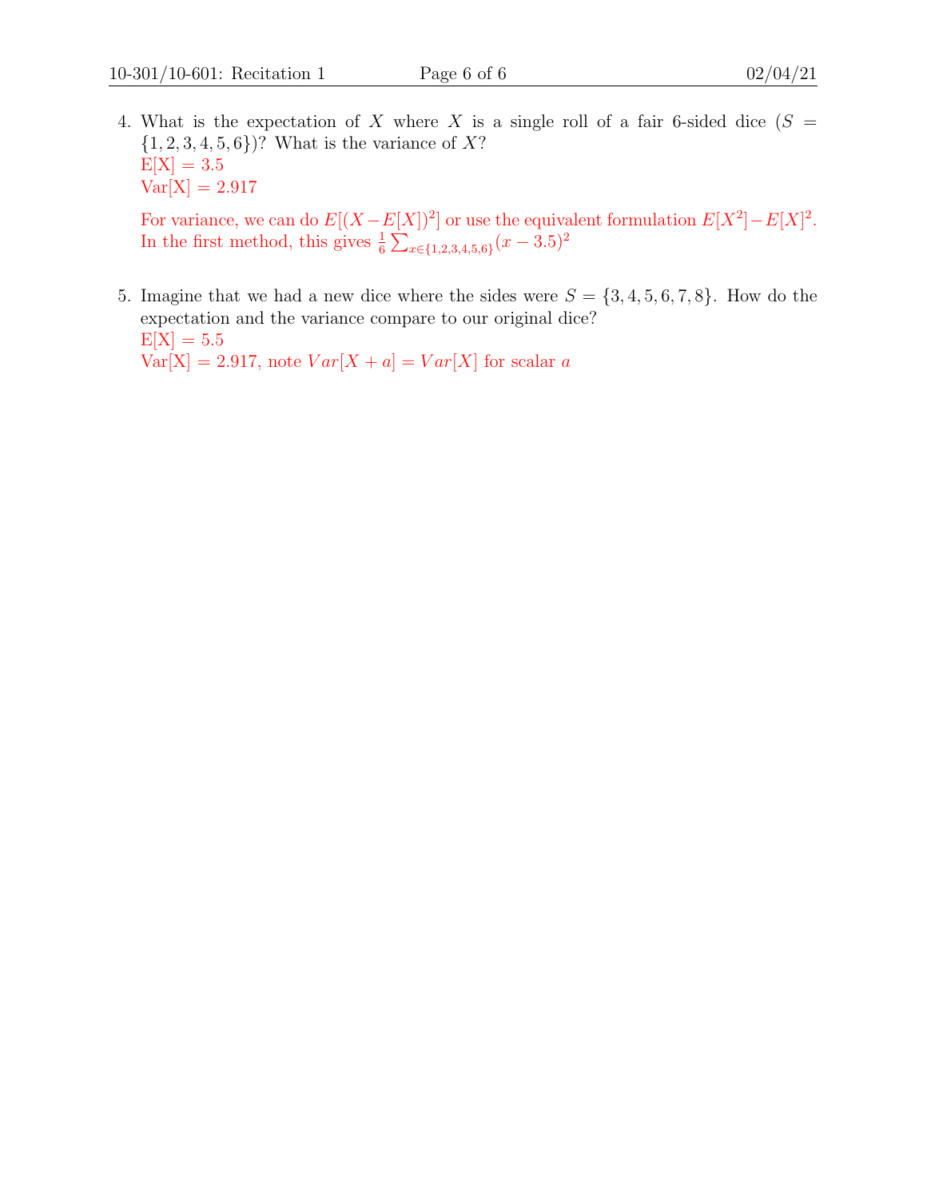4. What is the expectation of $X$ where $X$ is a single roll of a fair 6-sided dice ($S = \{1, 2, 3, 4, 5, 6\}$)? What is the variance of $X$?
   E[X] = 3.5
   Var[X] = 2.917

   For variance, we can do $E[(X - E[X])^2]$ or use the equivalent formulation $E[X^2] - E[X]^2$. In the first method, this gives $\frac{1}{6} \sum_{x \in \{1,2,3,4,5,6\}} (x - 3.5)^2$

5. Imagine that we had a new dice where the sides were $S = \{3, 4, 5, 6, 7, 8\}$. How do the expectation and the variance compare to our original dice?
   E[X] = 5.5
   Var[X] = 2.917, note $Var[X + a] = Var[X]$ for scalar $a$